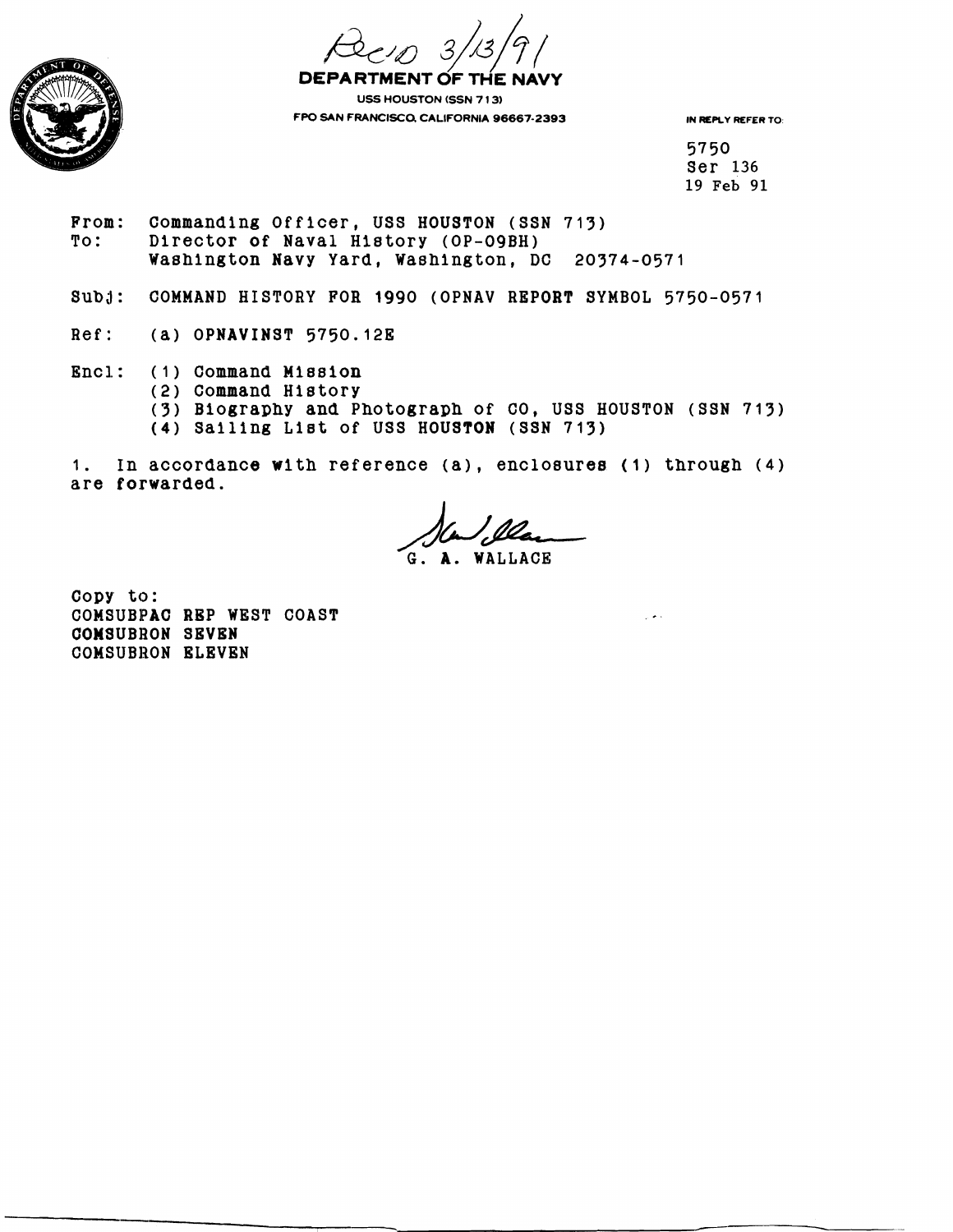Rec'd 3/13/91

**DEPARTMENT OF THE NAVY**
USS HOUSTON (SSN 713)
FPO SAN FRANCISCO, CALIFORNIA 96667-2393

IN REPLY REFER TO:

5750
Ser 136
19 Feb 91

From: Commanding Officer, USS HOUSTON (SSN 713)
To: Director of Naval History (OP-09BH)
Washington Navy Yard, Washington, DC 20374-0571

Subj: COMMAND HISTORY FOR 1990 (OPNAV REPORT SYMBOL 5750-0571

Ref: (a) OPNAVINST 5750.12E

Encl: (1) Command Mission
(2) Command History
(3) Biography and Photograph of CO, USS HOUSTON (SSN 713)
(4) Sailing List of USS HOUSTON (SSN 713)

1. In accordance with reference (a), enclosures (1) through (4) are forwarded.

G. A. WALLACE

Copy to:
COMSUBPAC REP WEST COAST
COMSUBRON SEVEN
COMSUBRON ELEVEN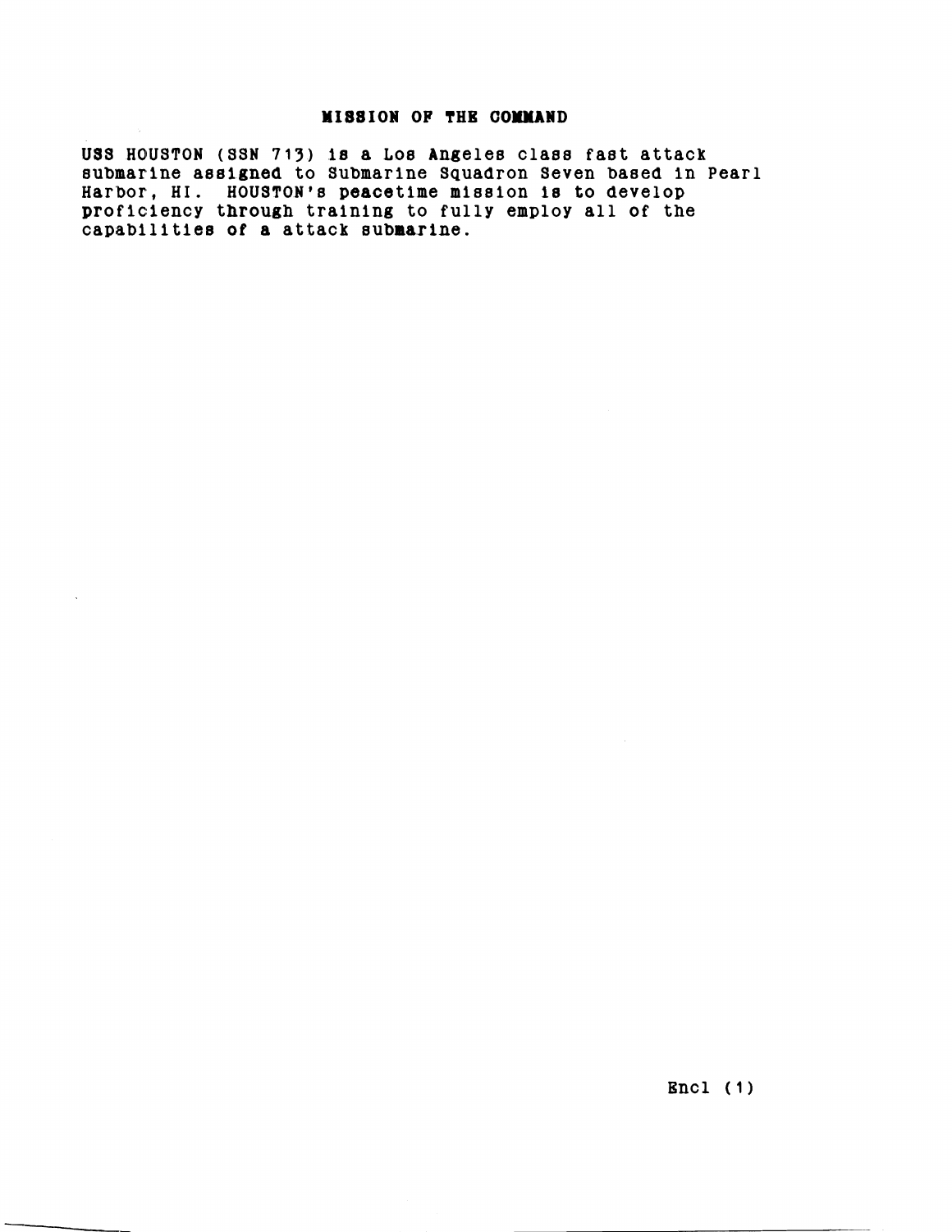## MISSION OF THE COMMAND

USS HOUSTON (SSN 713) is a Los Angeles class fast attack submarine assigned to Submarine Squadron Seven based in Pearl Harbor, HI. HOUSTON's peacetime mission is to develop proficiency through training to fully employ all of the capabilities of a attack submarine.

Encl (1)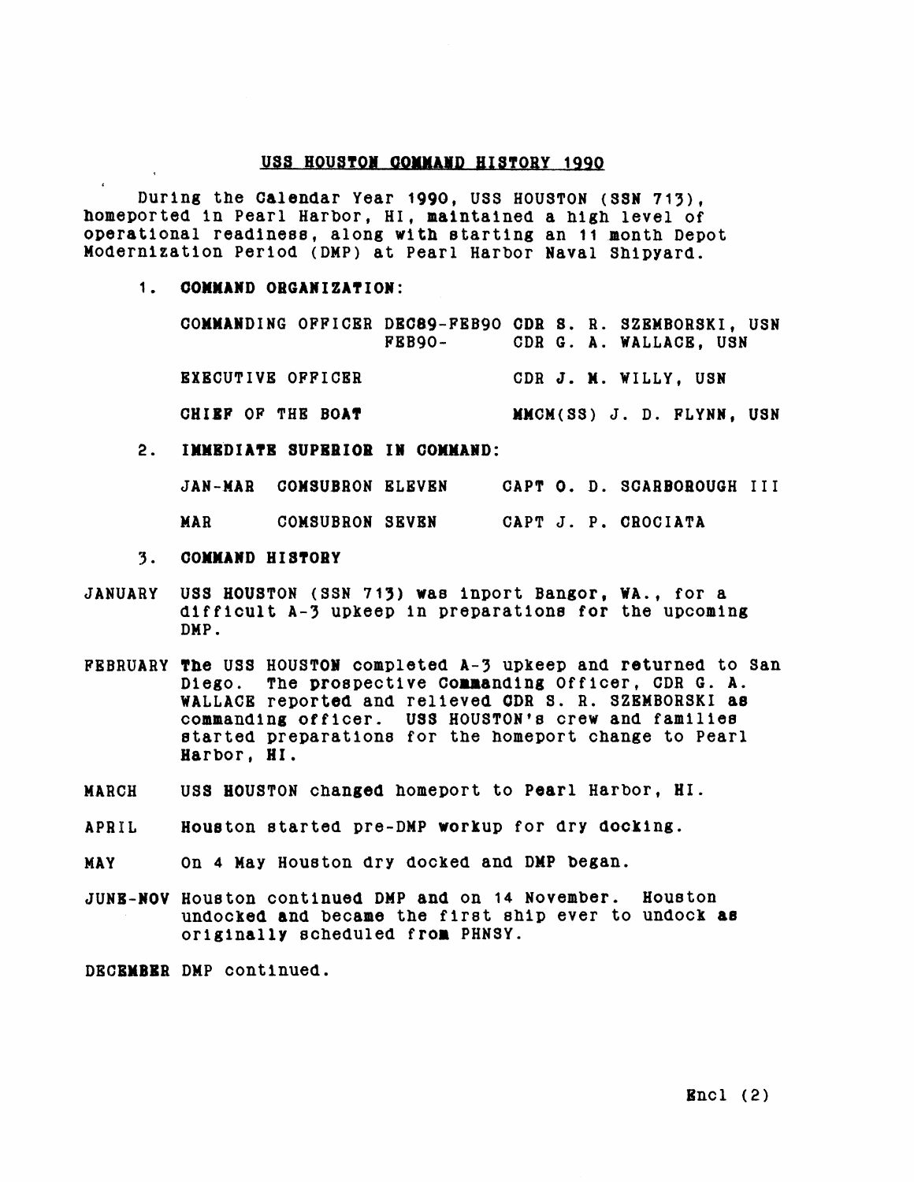# USS HOUSTON COMMAND HISTORY 1990

During the Calendar Year 1990, USS HOUSTON (SSN 713), homeported in Pearl Harbor, HI, maintained a high level of operational readiness, along with starting an 11 month Depot Modernization Period (DMP) at Pearl Harbor Naval Shipyard.

1. **COMMAND ORGANIZATION:**

| | | |
|---|---|---|
| COMMANDING OFFICER | DEC89-FEB90 | CDR S. R. SZEMBORSKI, USN |
| | FEB90- | CDR G. A. WALLACE, USN |
| EXECUTIVE OFFICER | | CDR J. M. WILLY, USN |
| CHIEF OF THE BOAT | | MMCM(SS) J. D. FLYNN, USN |

2. **IMMEDIATE SUPERIOR IN COMMAND:**

| | | |
|---|---|---|
| JAN-MAR | COMSUBRON ELEVEN | CAPT O. D. SCARBOROUGH III |
| MAR | COMSUBRON SEVEN | CAPT J. P. CROCIATA |

3. **COMMAND HISTORY**

JANUARY USS HOUSTON (SSN 713) was inport Bangor, WA., for a difficult A-3 upkeep in preparations for the upcoming DMP.

FEBRUARY The USS HOUSTON completed A-3 upkeep and returned to San Diego. The prospective Commanding Officer, CDR G. A. WALLACE reported and relieved CDR S. R. SZEMBORSKI as commanding officer. USS HOUSTON's crew and families started preparations for the homeport change to Pearl Harbor, HI.

MARCH USS HOUSTON changed homeport to Pearl Harbor, HI.

APRIL Houston started pre-DMP workup for dry docking.

MAY On 4 May Houston dry docked and DMP began.

JUNE-NOV Houston continued DMP and on 14 November. Houston undocked and became the first ship ever to undock as originally scheduled from PHNSY.

DECEMBER DMP continued.

Encl (2)